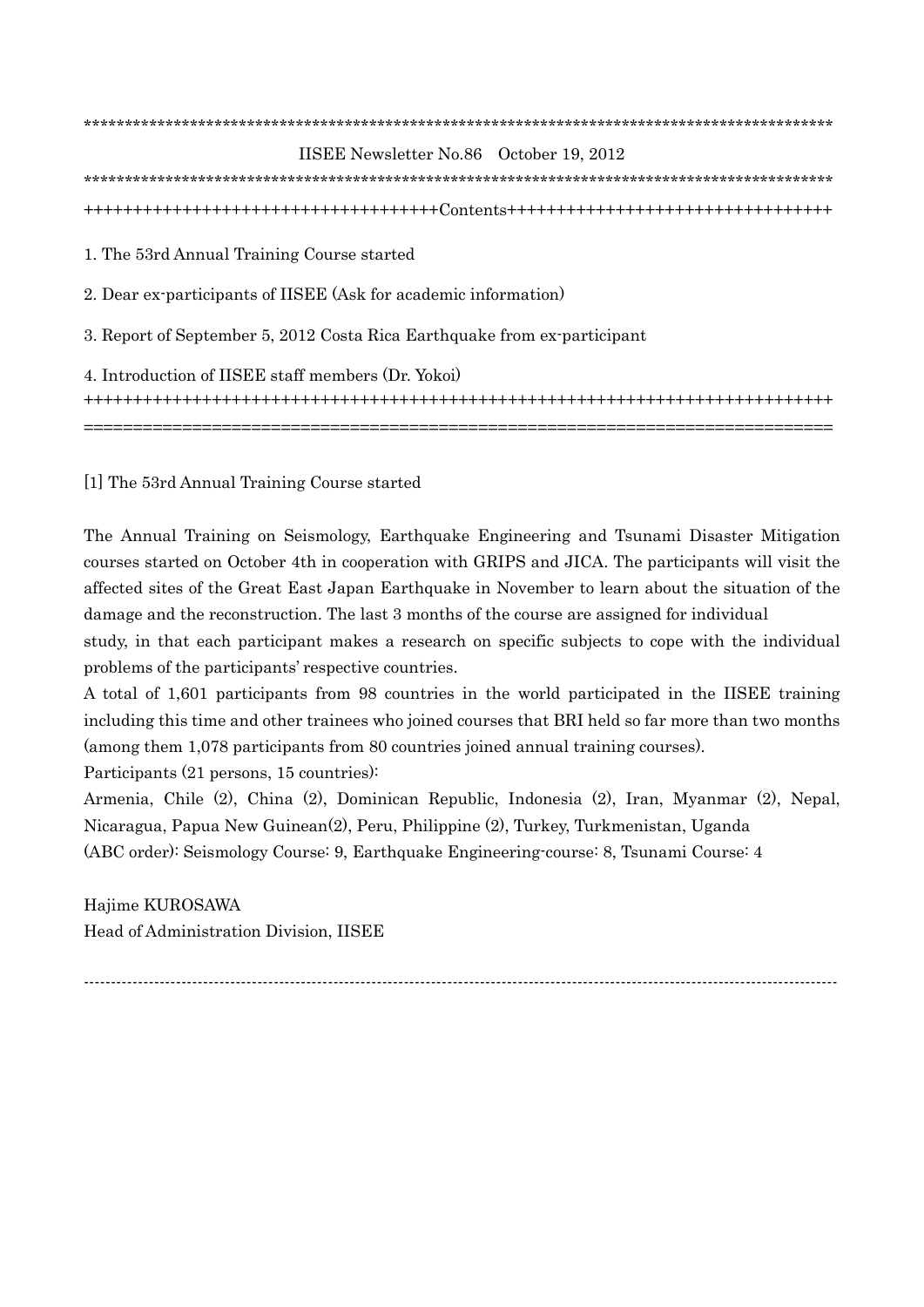***************************************************************************************************

IISEE Newsletter No.86　October 19, 2012

***************************************************************************************************

++++++++++++++++++++++++++++++++++++Contents+++++++++++++++++++++++++++++++++

1. The 53rd Annual Training Course started

2. Dear ex-participants of IISEE (Ask for academic information)

3. Report of September 5, 2012 Costa Rica Earthquake from ex-participant

4. Introduction of IISEE staff members (Dr. Yokoi)

++++++++++++++++++++++++++++++++++++++++++++++++++++++++++++++++++++++++++++

============================================================================

## [1] The 53rd Annual Training Course started

The Annual Training on Seismology, Earthquake Engineering and Tsunami Disaster Mitigation courses started on October 4th in cooperation with GRIPS and JICA. The participants will visit the affected sites of the Great East Japan Earthquake in November to learn about the situation of the damage and the reconstruction. The last 3 months of the course are assigned for individual study, in that each participant makes a research on specific subjects to cope with the individual problems of the participants' respective countries.

A total of 1,601 participants from 98 countries in the world participated in the IISEE training including this time and other trainees who joined courses that BRI held so far more than two months (among them 1,078 participants from 80 countries joined annual training courses).

Participants (21 persons, 15 countries):

Armenia, Chile (2), China (2), Dominican Republic, Indonesia (2), Iran, Myanmar (2), Nepal, Nicaragua, Papua New Guinean(2), Peru, Philippine (2), Turkey, Turkmenistan, Uganda

(ABC order): Seismology Course: 9, Earthquake Engineering-course: 8, Tsunami Course: 4

Hajime KUROSAWA

Head of Administration Division, IISEE

---------------------------------------------------------------------------------------------------------------------------------------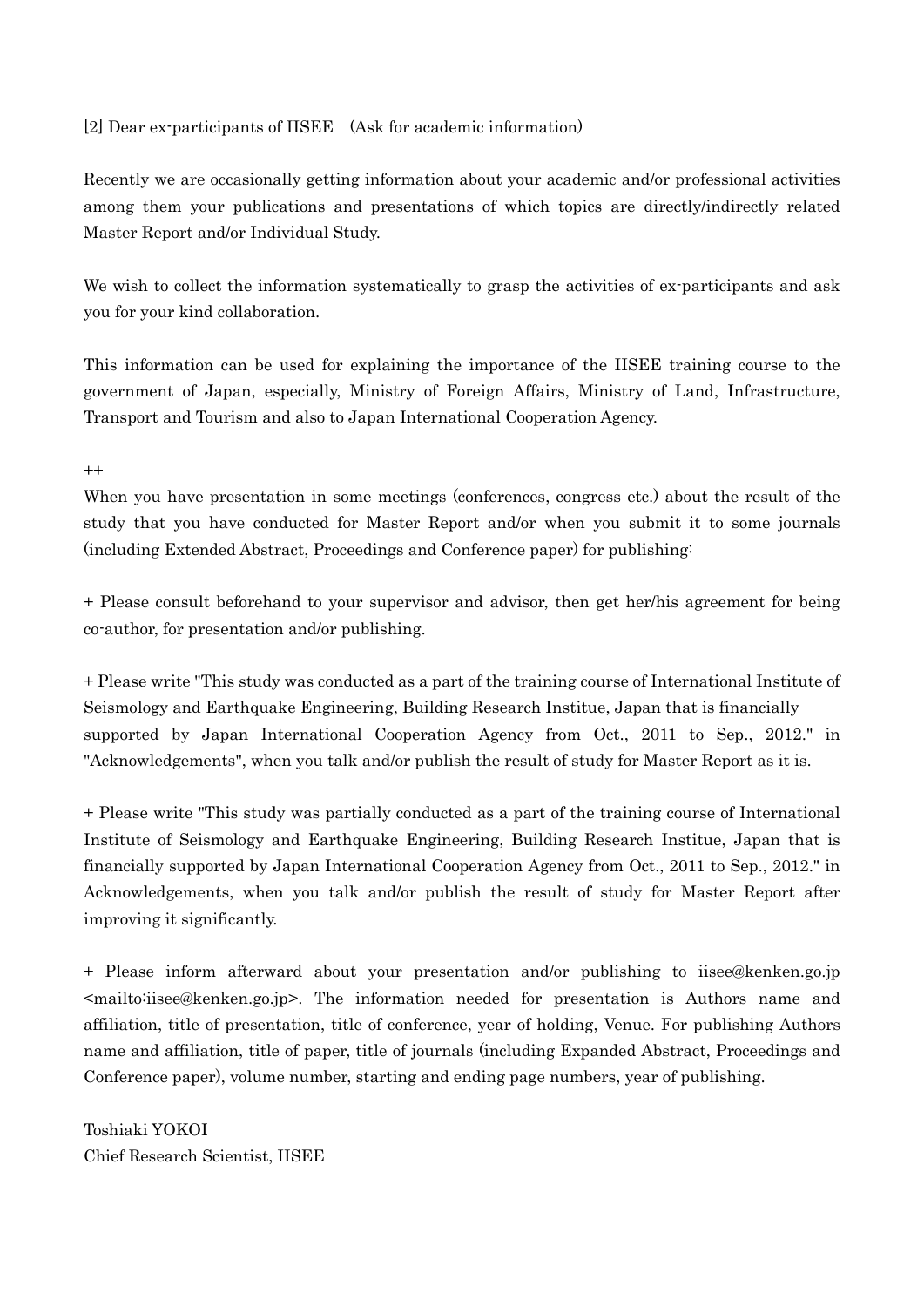[2] Dear ex-participants of IISEE　(Ask for academic information)

Recently we are occasionally getting information about your academic and/or professional activities among them your publications and presentations of which topics are directly/indirectly related Master Report and/or Individual Study.

We wish to collect the information systematically to grasp the activities of ex-participants and ask you for your kind collaboration.

This information can be used for explaining the importance of the IISEE training course to the government of Japan, especially, Ministry of Foreign Affairs, Ministry of Land, Infrastructure, Transport and Tourism and also to Japan International Cooperation Agency.

++

When you have presentation in some meetings (conferences, congress etc.) about the result of the study that you have conducted for Master Report and/or when you submit it to some journals (including Extended Abstract, Proceedings and Conference paper) for publishing:

+ Please consult beforehand to your supervisor and advisor, then get her/his agreement for being co-author, for presentation and/or publishing.

+ Please write "This study was conducted as a part of the training course of International Institute of Seismology and Earthquake Engineering, Building Research Institue, Japan that is financially supported by Japan International Cooperation Agency from Oct., 2011 to Sep., 2012." in "Acknowledgements", when you talk and/or publish the result of study for Master Report as it is.

+ Please write "This study was partially conducted as a part of the training course of International Institute of Seismology and Earthquake Engineering, Building Research Institue, Japan that is financially supported by Japan International Cooperation Agency from Oct., 2011 to Sep., 2012." in Acknowledgements, when you talk and/or publish the result of study for Master Report after improving it significantly.

+ Please inform afterward about your presentation and/or publishing to iisee@kenken.go.jp <mailto:iisee@kenken.go.jp>. The information needed for presentation is Authors name and affiliation, title of presentation, title of conference, year of holding, Venue. For publishing Authors name and affiliation, title of paper, title of journals (including Expanded Abstract, Proceedings and Conference paper), volume number, starting and ending page numbers, year of publishing.

Toshiaki YOKOI
Chief Research Scientist, IISEE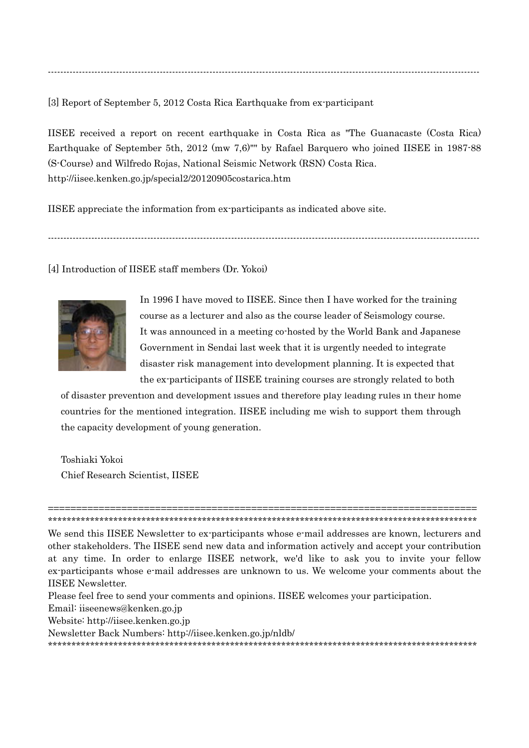---

[3] Report of September 5, 2012 Costa Rica Earthquake from ex-participant

IISEE received a report on recent earthquake in Costa Rica as "The Guanacaste (Costa Rica) Earthquake of September 5th, 2012 (mw 7,6)"" by Rafael Barquero who joined IISEE in 1987-88 (S-Course) and Wilfredo Rojas, National Seismic Network (RSN) Costa Rica.
http://iisee.kenken.go.jp/special2/20120905costarica.htm

IISEE appreciate the information from ex-participants as indicated above site.

---

[4] Introduction of IISEE staff members (Dr. Yokoi)

In 1996 I have moved to IISEE. Since then I have worked for the training course as a lecturer and also as the course leader of Seismology course. It was announced in a meeting co-hosted by the World Bank and Japanese Government in Sendai last week that it is urgently needed to integrate disaster risk management into development planning. It is expected that the ex-participants of IISEE training courses are strongly related to both of disaster prevention and development issues and therefore play leading rules in their home countries for the mentioned integration. IISEE including me wish to support them through the capacity development of young generation.

Toshiaki Yokoi
Chief Research Scientist, IISEE

================================================================================
*********************************************************************************************

We send this IISEE Newsletter to ex-participants whose e-mail addresses are known, lecturers and other stakeholders. The IISEE send new data and information actively and accept your contribution at any time. In order to enlarge IISEE network, we'd like to ask you to invite your fellow ex-participants whose e-mail addresses are unknown to us. We welcome your comments about the IISEE Newsletter.

Please feel free to send your comments and opinions. IISEE welcomes your participation.

Email: iiseenews@kenken.go.jp

Website: http://iisee.kenken.go.jp

Newsletter Back Numbers: http://iisee.kenken.go.jp/nldb/

*********************************************************************************************